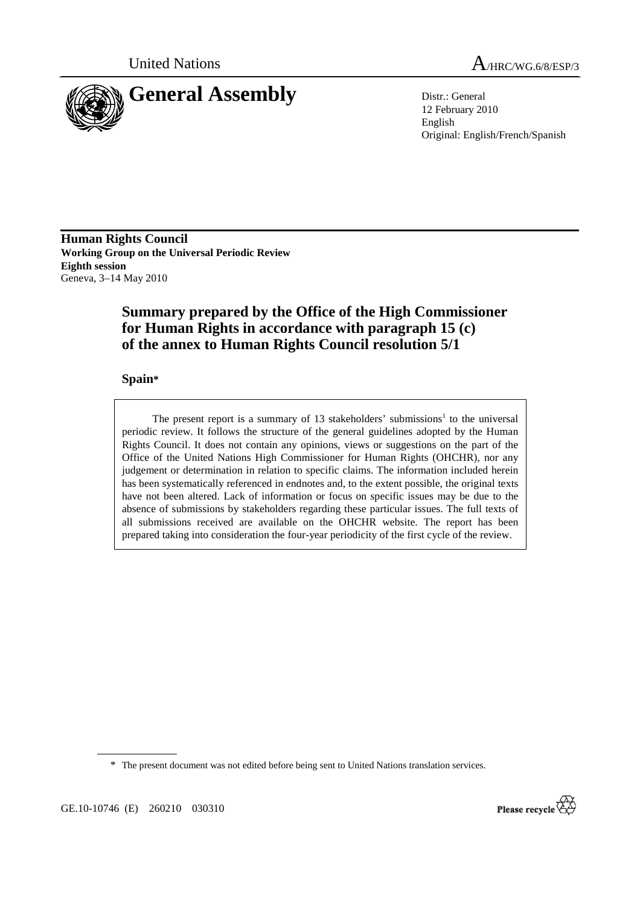United Nations A/HRC/WG.6/8/ESP/3

# General Assembly

Distr.: General
12 February 2010
English
Original: English/French/Spanish

**Human Rights Council**
**Working Group on the Universal Periodic Review**
**Eighth session**
Geneva, 3–14 May 2010

## Summary prepared by the Office of the High Commissioner for Human Rights in accordance with paragraph 15 (c) of the annex to Human Rights Council resolution 5/1

### Spain*

The present report is a summary of 13 stakeholders' submissions[1] to the universal periodic review. It follows the structure of the general guidelines adopted by the Human Rights Council. It does not contain any opinions, views or suggestions on the part of the Office of the United Nations High Commissioner for Human Rights (OHCHR), nor any judgement or determination in relation to specific claims. The information included herein has been systematically referenced in endnotes and, to the extent possible, the original texts have not been altered. Lack of information or focus on specific issues may be due to the absence of submissions by stakeholders regarding these particular issues. The full texts of all submissions received are available on the OHCHR website. The report has been prepared taking into consideration the four-year periodicity of the first cycle of the review.

\* The present document was not edited before being sent to United Nations translation services.

GE.10-10746 (E) 260210 030310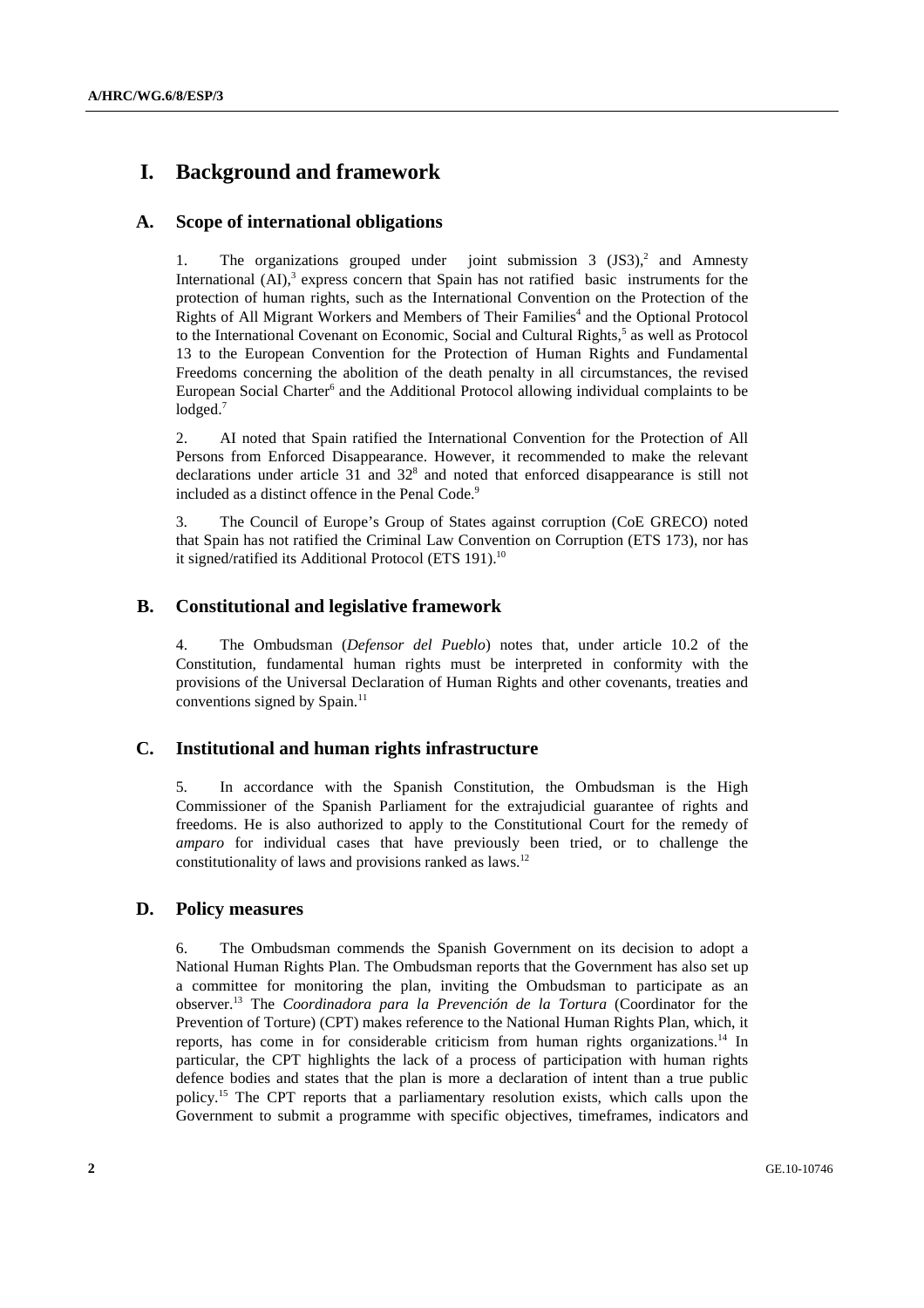# I. Background and framework

## A. Scope of international obligations

1. The organizations grouped under joint submission 3 (JS3),[2] and Amnesty International (AI),[3] express concern that Spain has not ratified basic instruments for the protection of human rights, such as the International Convention on the Protection of the Rights of All Migrant Workers and Members of Their Families[4] and the Optional Protocol to the International Covenant on Economic, Social and Cultural Rights,[5] as well as Protocol 13 to the European Convention for the Protection of Human Rights and Fundamental Freedoms concerning the abolition of the death penalty in all circumstances, the revised European Social Charter[6] and the Additional Protocol allowing individual complaints to be lodged.[7]

2. AI noted that Spain ratified the International Convention for the Protection of All Persons from Enforced Disappearance. However, it recommended to make the relevant declarations under article 31 and 32[8] and noted that enforced disappearance is still not included as a distinct offence in the Penal Code.[9]

3. The Council of Europe's Group of States against corruption (CoE GRECO) noted that Spain has not ratified the Criminal Law Convention on Corruption (ETS 173), nor has it signed/ratified its Additional Protocol (ETS 191).[10]

## B. Constitutional and legislative framework

4. The Ombudsman (*Defensor del Pueblo*) notes that, under article 10.2 of the Constitution, fundamental human rights must be interpreted in conformity with the provisions of the Universal Declaration of Human Rights and other covenants, treaties and conventions signed by Spain.[11]

## C. Institutional and human rights infrastructure

5. In accordance with the Spanish Constitution, the Ombudsman is the High Commissioner of the Spanish Parliament for the extrajudicial guarantee of rights and freedoms. He is also authorized to apply to the Constitutional Court for the remedy of *amparo* for individual cases that have previously been tried, or to challenge the constitutionality of laws and provisions ranked as laws.[12]

## D. Policy measures

6. The Ombudsman commends the Spanish Government on its decision to adopt a National Human Rights Plan. The Ombudsman reports that the Government has also set up a committee for monitoring the plan, inviting the Ombudsman to participate as an observer.[13] The *Coordinadora para la Prevención de la Tortura* (Coordinator for the Prevention of Torture) (CPT) makes reference to the National Human Rights Plan, which, it reports, has come in for considerable criticism from human rights organizations.[14] In particular, the CPT highlights the lack of a process of participation with human rights defence bodies and states that the plan is more a declaration of intent than a true public policy.[15] The CPT reports that a parliamentary resolution exists, which calls upon the Government to submit a programme with specific objectives, timeframes, indicators and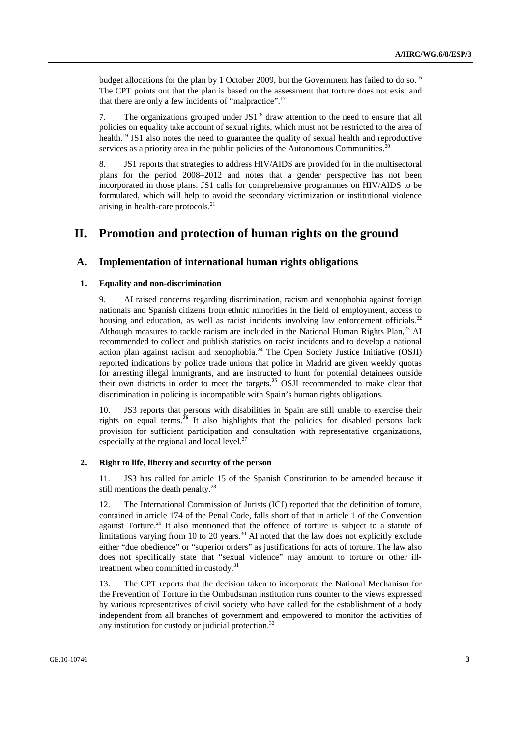budget allocations for the plan by 1 October 2009, but the Government has failed to do so.[16] The CPT points out that the plan is based on the assessment that torture does not exist and that there are only a few incidents of "malpractice".[17]

7. The organizations grouped under JS1[18] draw attention to the need to ensure that all policies on equality take account of sexual rights, which must not be restricted to the area of health.[19] JS1 also notes the need to guarantee the quality of sexual health and reproductive services as a priority area in the public policies of the Autonomous Communities.[20]

8. JS1 reports that strategies to address HIV/AIDS are provided for in the multisectoral plans for the period 2008–2012 and notes that a gender perspective has not been incorporated in those plans. JS1 calls for comprehensive programmes on HIV/AIDS to be formulated, which will help to avoid the secondary victimization or institutional violence arising in health-care protocols.[21]

# II. Promotion and protection of human rights on the ground

## A. Implementation of international human rights obligations

### 1. Equality and non-discrimination

9. AI raised concerns regarding discrimination, racism and xenophobia against foreign nationals and Spanish citizens from ethnic minorities in the field of employment, access to housing and education, as well as racist incidents involving law enforcement officials.[22] Although measures to tackle racism are included in the National Human Rights Plan,[23] AI recommended to collect and publish statistics on racist incidents and to develop a national action plan against racism and xenophobia.[24] The Open Society Justice Initiative (OSJI) reported indications by police trade unions that police in Madrid are given weekly quotas for arresting illegal immigrants, and are instructed to hunt for potential detainees outside their own districts in order to meet the targets.[25] OSJI recommended to make clear that discrimination in policing is incompatible with Spain's human rights obligations.

10. JS3 reports that persons with disabilities in Spain are still unable to exercise their rights on equal terms.[26] It also highlights that the policies for disabled persons lack provision for sufficient participation and consultation with representative organizations, especially at the regional and local level.[27]

### 2. Right to life, liberty and security of the person

11. JS3 has called for article 15 of the Spanish Constitution to be amended because it still mentions the death penalty.[28]

12. The International Commission of Jurists (ICJ) reported that the definition of torture, contained in article 174 of the Penal Code, falls short of that in article 1 of the Convention against Torture.[29] It also mentioned that the offence of torture is subject to a statute of limitations varying from 10 to 20 years.[30] AI noted that the law does not explicitly exclude either "due obedience" or "superior orders" as justifications for acts of torture. The law also does not specifically state that "sexual violence" may amount to torture or other ill-treatment when committed in custody.[31]

13. The CPT reports that the decision taken to incorporate the National Mechanism for the Prevention of Torture in the Ombudsman institution runs counter to the views expressed by various representatives of civil society who have called for the establishment of a body independent from all branches of government and empowered to monitor the activities of any institution for custody or judicial protection.[32]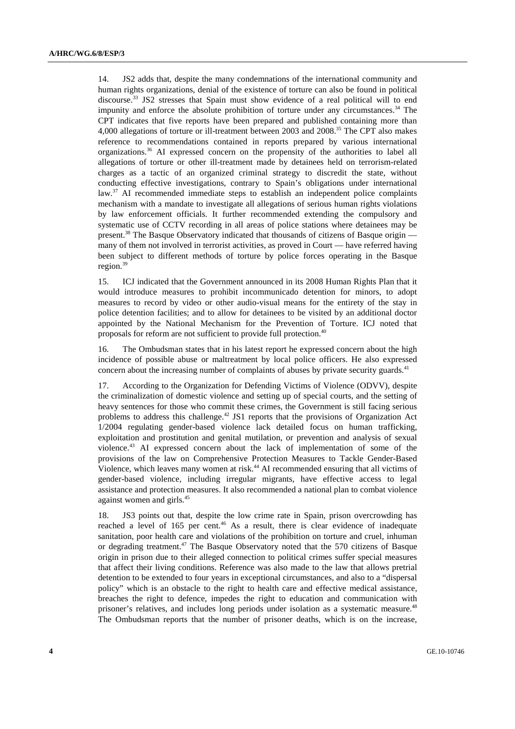14. JS2 adds that, despite the many condemnations of the international community and human rights organizations, denial of the existence of torture can also be found in political discourse.[33] JS2 stresses that Spain must show evidence of a real political will to end impunity and enforce the absolute prohibition of torture under any circumstances.[34] The CPT indicates that five reports have been prepared and published containing more than 4,000 allegations of torture or ill-treatment between 2003 and 2008.[35] The CPT also makes reference to recommendations contained in reports prepared by various international organizations.[36] AI expressed concern on the propensity of the authorities to label all allegations of torture or other ill-treatment made by detainees held on terrorism-related charges as a tactic of an organized criminal strategy to discredit the state, without conducting effective investigations, contrary to Spain's obligations under international law.[37] AI recommended immediate steps to establish an independent police complaints mechanism with a mandate to investigate all allegations of serious human rights violations by law enforcement officials. It further recommended extending the compulsory and systematic use of CCTV recording in all areas of police stations where detainees may be present.[38] The Basque Observatory indicated that thousands of citizens of Basque origin — many of them not involved in terrorist activities, as proved in Court — have referred having been subject to different methods of torture by police forces operating in the Basque region.[39]

15. ICJ indicated that the Government announced in its 2008 Human Rights Plan that it would introduce measures to prohibit incommunicado detention for minors, to adopt measures to record by video or other audio-visual means for the entirety of the stay in police detention facilities; and to allow for detainees to be visited by an additional doctor appointed by the National Mechanism for the Prevention of Torture. ICJ noted that proposals for reform are not sufficient to provide full protection.[40]

16. The Ombudsman states that in his latest report he expressed concern about the high incidence of possible abuse or maltreatment by local police officers. He also expressed concern about the increasing number of complaints of abuses by private security guards.[41]

17. According to the Organization for Defending Victims of Violence (ODVV), despite the criminalization of domestic violence and setting up of special courts, and the setting of heavy sentences for those who commit these crimes, the Government is still facing serious problems to address this challenge.[42] JS1 reports that the provisions of Organization Act 1/2004 regulating gender-based violence lack detailed focus on human trafficking, exploitation and prostitution and genital mutilation, or prevention and analysis of sexual violence.[43] AI expressed concern about the lack of implementation of some of the provisions of the law on Comprehensive Protection Measures to Tackle Gender-Based Violence, which leaves many women at risk.[44] AI recommended ensuring that all victims of gender-based violence, including irregular migrants, have effective access to legal assistance and protection measures. It also recommended a national plan to combat violence against women and girls.[45]

18. JS3 points out that, despite the low crime rate in Spain, prison overcrowding has reached a level of 165 per cent.[46] As a result, there is clear evidence of inadequate sanitation, poor health care and violations of the prohibition on torture and cruel, inhuman or degrading treatment.[47] The Basque Observatory noted that the 570 citizens of Basque origin in prison due to their alleged connection to political crimes suffer special measures that affect their living conditions. Reference was also made to the law that allows pretrial detention to be extended to four years in exceptional circumstances, and also to a "dispersal policy" which is an obstacle to the right to health care and effective medical assistance, breaches the right to defence, impedes the right to education and communication with prisoner's relatives, and includes long periods under isolation as a systematic measure.[48] The Ombudsman reports that the number of prisoner deaths, which is on the increase,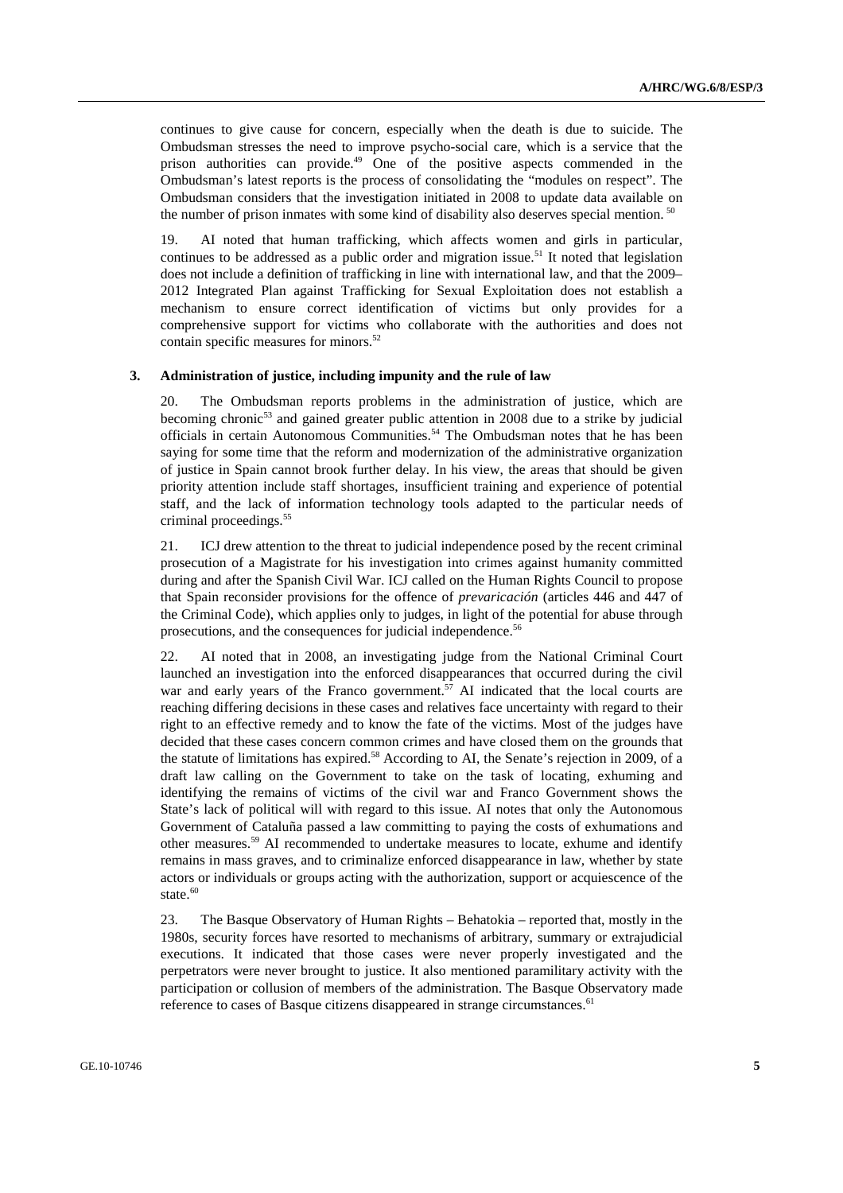continues to give cause for concern, especially when the death is due to suicide. The Ombudsman stresses the need to improve psycho-social care, which is a service that the prison authorities can provide.[49] One of the positive aspects commended in the Ombudsman's latest reports is the process of consolidating the "modules on respect". The Ombudsman considers that the investigation initiated in 2008 to update data available on the number of prison inmates with some kind of disability also deserves special mention.[50]

19. AI noted that human trafficking, which affects women and girls in particular, continues to be addressed as a public order and migration issue.[51] It noted that legislation does not include a definition of trafficking in line with international law, and that the 2009–2012 Integrated Plan against Trafficking for Sexual Exploitation does not establish a mechanism to ensure correct identification of victims but only provides for a comprehensive support for victims who collaborate with the authorities and does not contain specific measures for minors.[52]

### 3. Administration of justice, including impunity and the rule of law

20. The Ombudsman reports problems in the administration of justice, which are becoming chronic[53] and gained greater public attention in 2008 due to a strike by judicial officials in certain Autonomous Communities.[54] The Ombudsman notes that he has been saying for some time that the reform and modernization of the administrative organization of justice in Spain cannot brook further delay. In his view, the areas that should be given priority attention include staff shortages, insufficient training and experience of potential staff, and the lack of information technology tools adapted to the particular needs of criminal proceedings.[55]

21. ICJ drew attention to the threat to judicial independence posed by the recent criminal prosecution of a Magistrate for his investigation into crimes against humanity committed during and after the Spanish Civil War. ICJ called on the Human Rights Council to propose that Spain reconsider provisions for the offence of *prevaricación* (articles 446 and 447 of the Criminal Code), which applies only to judges, in light of the potential for abuse through prosecutions, and the consequences for judicial independence.[56]

22. AI noted that in 2008, an investigating judge from the National Criminal Court launched an investigation into the enforced disappearances that occurred during the civil war and early years of the Franco government.[57] AI indicated that the local courts are reaching differing decisions in these cases and relatives face uncertainty with regard to their right to an effective remedy and to know the fate of the victims. Most of the judges have decided that these cases concern common crimes and have closed them on the grounds that the statute of limitations has expired.[58] According to AI, the Senate's rejection in 2009, of a draft law calling on the Government to take on the task of locating, exhuming and identifying the remains of victims of the civil war and Franco Government shows the State's lack of political will with regard to this issue. AI notes that only the Autonomous Government of Cataluña passed a law committing to paying the costs of exhumations and other measures.[59] AI recommended to undertake measures to locate, exhume and identify remains in mass graves, and to criminalize enforced disappearance in law, whether by state actors or individuals or groups acting with the authorization, support or acquiescence of the state.[60]

23. The Basque Observatory of Human Rights – Behatokia – reported that, mostly in the 1980s, security forces have resorted to mechanisms of arbitrary, summary or extrajudicial executions. It indicated that those cases were never properly investigated and the perpetrators were never brought to justice. It also mentioned paramilitary activity with the participation or collusion of members of the administration. The Basque Observatory made reference to cases of Basque citizens disappeared in strange circumstances.[61]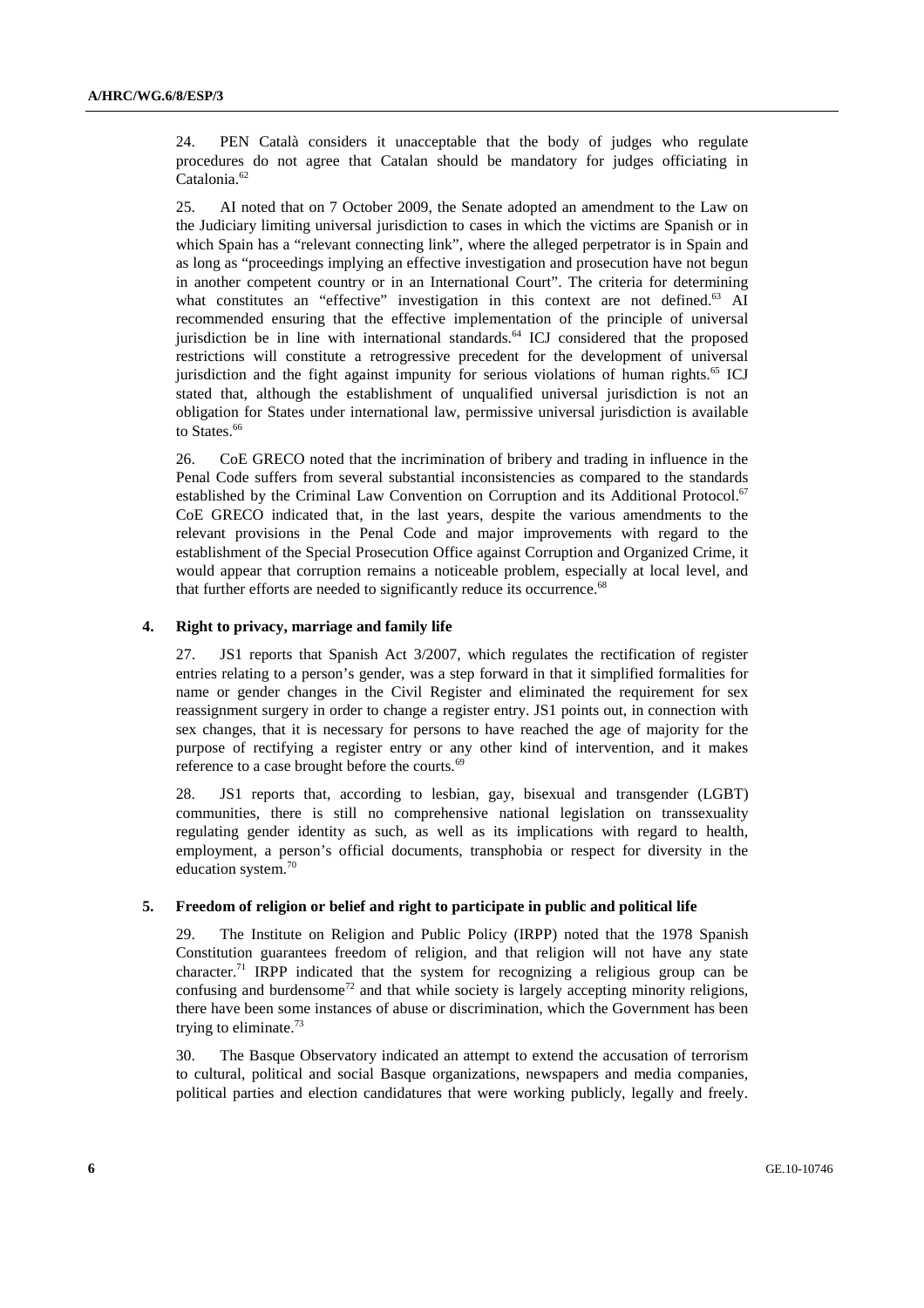24. PEN Català considers it unacceptable that the body of judges who regulate procedures do not agree that Catalan should be mandatory for judges officiating in Catalonia.[62]

25. AI noted that on 7 October 2009, the Senate adopted an amendment to the Law on the Judiciary limiting universal jurisdiction to cases in which the victims are Spanish or in which Spain has a "relevant connecting link", where the alleged perpetrator is in Spain and as long as "proceedings implying an effective investigation and prosecution have not begun in another competent country or in an International Court". The criteria for determining what constitutes an "effective" investigation in this context are not defined.[63] AI recommended ensuring that the effective implementation of the principle of universal jurisdiction be in line with international standards.[64] ICJ considered that the proposed restrictions will constitute a retrogressive precedent for the development of universal jurisdiction and the fight against impunity for serious violations of human rights.[65] ICJ stated that, although the establishment of unqualified universal jurisdiction is not an obligation for States under international law, permissive universal jurisdiction is available to States.[66]

26. CoE GRECO noted that the incrimination of bribery and trading in influence in the Penal Code suffers from several substantial inconsistencies as compared to the standards established by the Criminal Law Convention on Corruption and its Additional Protocol.[67] CoE GRECO indicated that, in the last years, despite the various amendments to the relevant provisions in the Penal Code and major improvements with regard to the establishment of the Special Prosecution Office against Corruption and Organized Crime, it would appear that corruption remains a noticeable problem, especially at local level, and that further efforts are needed to significantly reduce its occurrence.[68]

#### 4. Right to privacy, marriage and family life

27. JS1 reports that Spanish Act 3/2007, which regulates the rectification of register entries relating to a person's gender, was a step forward in that it simplified formalities for name or gender changes in the Civil Register and eliminated the requirement for sex reassignment surgery in order to change a register entry. JS1 points out, in connection with sex changes, that it is necessary for persons to have reached the age of majority for the purpose of rectifying a register entry or any other kind of intervention, and it makes reference to a case brought before the courts.[69]

28. JS1 reports that, according to lesbian, gay, bisexual and transgender (LGBT) communities, there is still no comprehensive national legislation on transsexuality regulating gender identity as such, as well as its implications with regard to health, employment, a person's official documents, transphobia or respect for diversity in the education system.[70]

#### 5. Freedom of religion or belief and right to participate in public and political life

29. The Institute on Religion and Public Policy (IRPP) noted that the 1978 Spanish Constitution guarantees freedom of religion, and that religion will not have any state character.[71] IRPP indicated that the system for recognizing a religious group can be confusing and burdensome[72] and that while society is largely accepting minority religions, there have been some instances of abuse or discrimination, which the Government has been trying to eliminate.[73]

30. The Basque Observatory indicated an attempt to extend the accusation of terrorism to cultural, political and social Basque organizations, newspapers and media companies, political parties and election candidatures that were working publicly, legally and freely.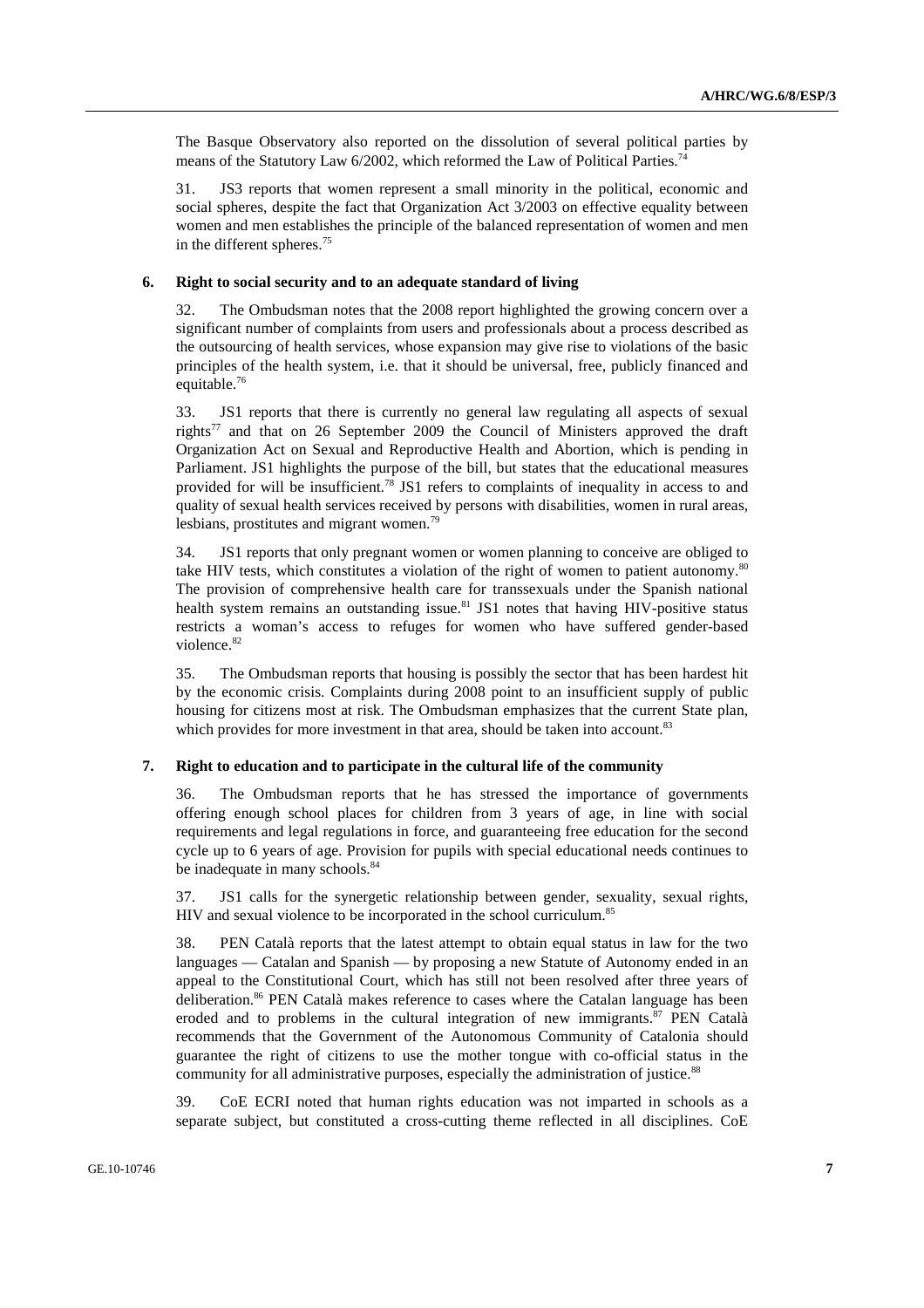The Basque Observatory also reported on the dissolution of several political parties by means of the Statutory Law 6/2002, which reformed the Law of Political Parties.[74]

31. JS3 reports that women represent a small minority in the political, economic and social spheres, despite the fact that Organization Act 3/2003 on effective equality between women and men establishes the principle of the balanced representation of women and men in the different spheres.[75]

### 6. Right to social security and to an adequate standard of living

32. The Ombudsman notes that the 2008 report highlighted the growing concern over a significant number of complaints from users and professionals about a process described as the outsourcing of health services, whose expansion may give rise to violations of the basic principles of the health system, i.e. that it should be universal, free, publicly financed and equitable.[76]

33. JS1 reports that there is currently no general law regulating all aspects of sexual rights[77] and that on 26 September 2009 the Council of Ministers approved the draft Organization Act on Sexual and Reproductive Health and Abortion, which is pending in Parliament. JS1 highlights the purpose of the bill, but states that the educational measures provided for will be insufficient.[78] JS1 refers to complaints of inequality in access to and quality of sexual health services received by persons with disabilities, women in rural areas, lesbians, prostitutes and migrant women.[79]

34. JS1 reports that only pregnant women or women planning to conceive are obliged to take HIV tests, which constitutes a violation of the right of women to patient autonomy.[80] The provision of comprehensive health care for transsexuals under the Spanish national health system remains an outstanding issue.[81] JS1 notes that having HIV-positive status restricts a woman's access to refuges for women who have suffered gender-based violence.[82]

35. The Ombudsman reports that housing is possibly the sector that has been hardest hit by the economic crisis. Complaints during 2008 point to an insufficient supply of public housing for citizens most at risk. The Ombudsman emphasizes that the current State plan, which provides for more investment in that area, should be taken into account.[83]

### 7. Right to education and to participate in the cultural life of the community

36. The Ombudsman reports that he has stressed the importance of governments offering enough school places for children from 3 years of age, in line with social requirements and legal regulations in force, and guaranteeing free education for the second cycle up to 6 years of age. Provision for pupils with special educational needs continues to be inadequate in many schools.[84]

37. JS1 calls for the synergetic relationship between gender, sexuality, sexual rights, HIV and sexual violence to be incorporated in the school curriculum.[85]

38. PEN Català reports that the latest attempt to obtain equal status in law for the two languages — Catalan and Spanish — by proposing a new Statute of Autonomy ended in an appeal to the Constitutional Court, which has still not been resolved after three years of deliberation.[86] PEN Català makes reference to cases where the Catalan language has been eroded and to problems in the cultural integration of new immigrants.[87] PEN Català recommends that the Government of the Autonomous Community of Catalonia should guarantee the right of citizens to use the mother tongue with co-official status in the community for all administrative purposes, especially the administration of justice.[88]

39. CoE ECRI noted that human rights education was not imparted in schools as a separate subject, but constituted a cross-cutting theme reflected in all disciplines. CoE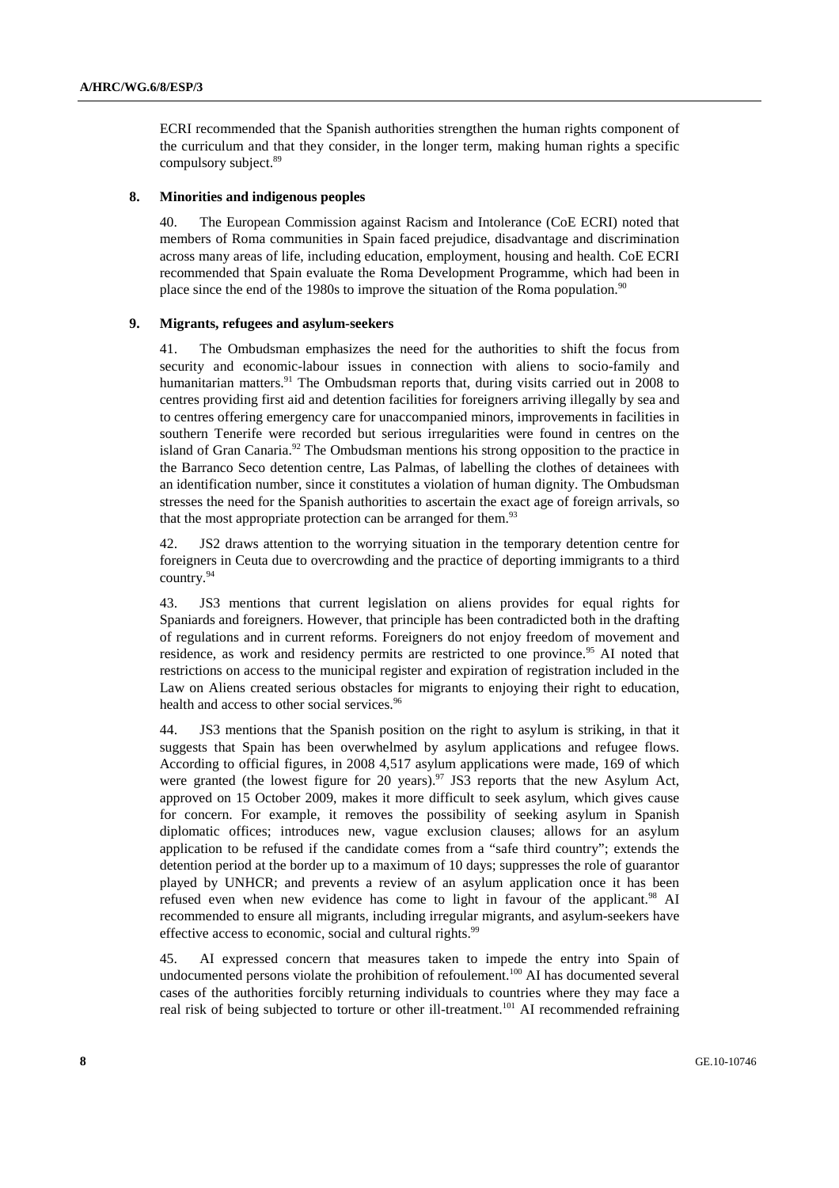ECRI recommended that the Spanish authorities strengthen the human rights component of the curriculum and that they consider, in the longer term, making human rights a specific compulsory subject.[89]

### 8. Minorities and indigenous peoples

40. The European Commission against Racism and Intolerance (CoE ECRI) noted that members of Roma communities in Spain faced prejudice, disadvantage and discrimination across many areas of life, including education, employment, housing and health. CoE ECRI recommended that Spain evaluate the Roma Development Programme, which had been in place since the end of the 1980s to improve the situation of the Roma population.[90]

### 9. Migrants, refugees and asylum-seekers

41. The Ombudsman emphasizes the need for the authorities to shift the focus from security and economic-labour issues in connection with aliens to socio-family and humanitarian matters.[91] The Ombudsman reports that, during visits carried out in 2008 to centres providing first aid and detention facilities for foreigners arriving illegally by sea and to centres offering emergency care for unaccompanied minors, improvements in facilities in southern Tenerife were recorded but serious irregularities were found in centres on the island of Gran Canaria.[92] The Ombudsman mentions his strong opposition to the practice in the Barranco Seco detention centre, Las Palmas, of labelling the clothes of detainees with an identification number, since it constitutes a violation of human dignity. The Ombudsman stresses the need for the Spanish authorities to ascertain the exact age of foreign arrivals, so that the most appropriate protection can be arranged for them.[93]

42. JS2 draws attention to the worrying situation in the temporary detention centre for foreigners in Ceuta due to overcrowding and the practice of deporting immigrants to a third country.[94]

43. JS3 mentions that current legislation on aliens provides for equal rights for Spaniards and foreigners. However, that principle has been contradicted both in the drafting of regulations and in current reforms. Foreigners do not enjoy freedom of movement and residence, as work and residency permits are restricted to one province.[95] AI noted that restrictions on access to the municipal register and expiration of registration included in the Law on Aliens created serious obstacles for migrants to enjoying their right to education, health and access to other social services.[96]

44. JS3 mentions that the Spanish position on the right to asylum is striking, in that it suggests that Spain has been overwhelmed by asylum applications and refugee flows. According to official figures, in 2008 4,517 asylum applications were made, 169 of which were granted (the lowest figure for 20 years).[97] JS3 reports that the new Asylum Act, approved on 15 October 2009, makes it more difficult to seek asylum, which gives cause for concern. For example, it removes the possibility of seeking asylum in Spanish diplomatic offices; introduces new, vague exclusion clauses; allows for an asylum application to be refused if the candidate comes from a "safe third country"; extends the detention period at the border up to a maximum of 10 days; suppresses the role of guarantor played by UNHCR; and prevents a review of an asylum application once it has been refused even when new evidence has come to light in favour of the applicant.[98] AI recommended to ensure all migrants, including irregular migrants, and asylum-seekers have effective access to economic, social and cultural rights.[99]

45. AI expressed concern that measures taken to impede the entry into Spain of undocumented persons violate the prohibition of refoulement.[100] AI has documented several cases of the authorities forcibly returning individuals to countries where they may face a real risk of being subjected to torture or other ill-treatment.[101] AI recommended refraining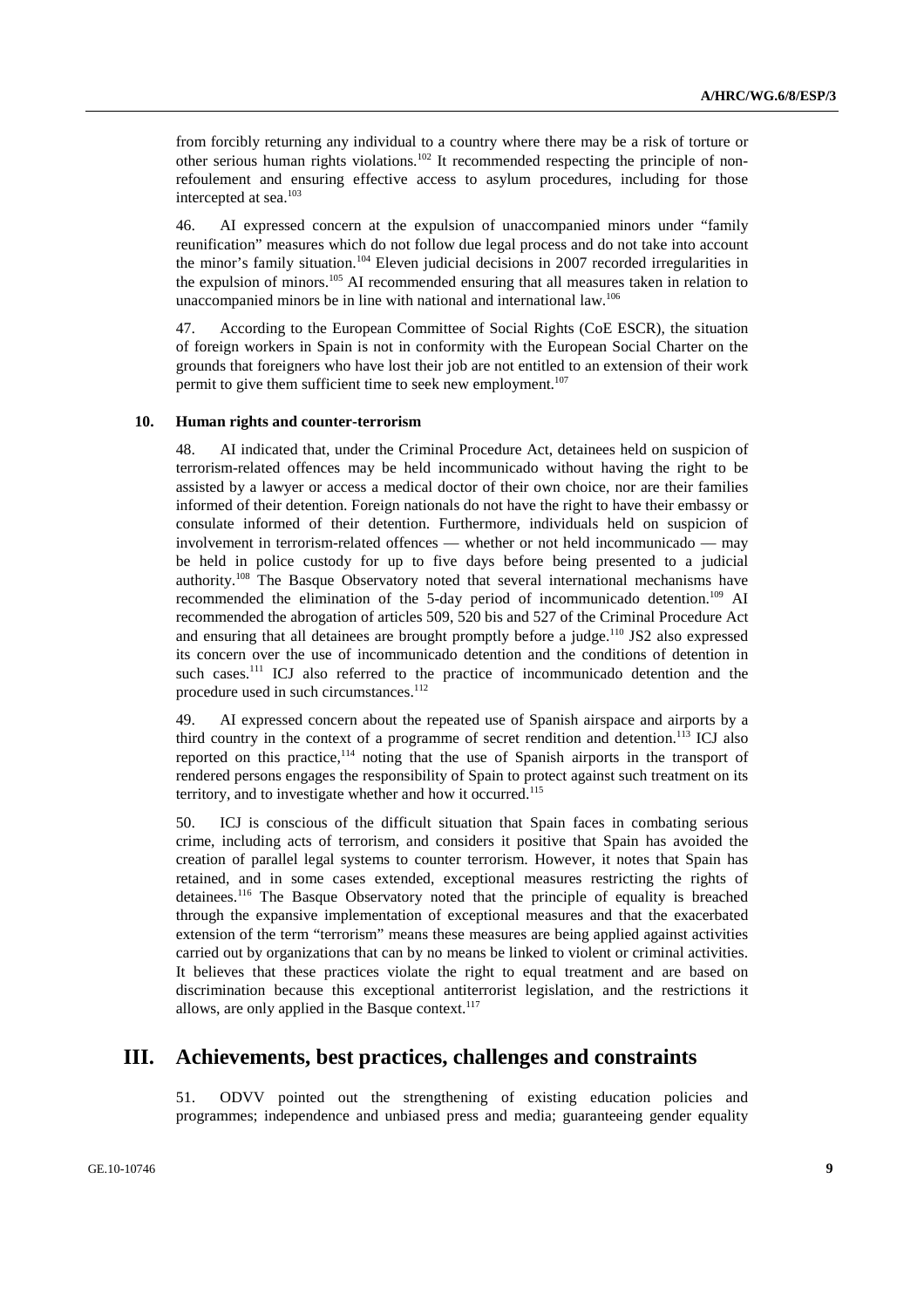from forcibly returning any individual to a country where there may be a risk of torture or other serious human rights violations.[102] It recommended respecting the principle of non-refoulement and ensuring effective access to asylum procedures, including for those intercepted at sea.[103]

46. AI expressed concern at the expulsion of unaccompanied minors under "family reunification" measures which do not follow due legal process and do not take into account the minor's family situation.[104] Eleven judicial decisions in 2007 recorded irregularities in the expulsion of minors.[105] AI recommended ensuring that all measures taken in relation to unaccompanied minors be in line with national and international law.[106]

47. According to the European Committee of Social Rights (CoE ESCR), the situation of foreign workers in Spain is not in conformity with the European Social Charter on the grounds that foreigners who have lost their job are not entitled to an extension of their work permit to give them sufficient time to seek new employment.[107]

### 10. Human rights and counter-terrorism

48. AI indicated that, under the Criminal Procedure Act, detainees held on suspicion of terrorism-related offences may be held incommunicado without having the right to be assisted by a lawyer or access a medical doctor of their own choice, nor are their families informed of their detention. Foreign nationals do not have the right to have their embassy or consulate informed of their detention. Furthermore, individuals held on suspicion of involvement in terrorism-related offences — whether or not held incommunicado — may be held in police custody for up to five days before being presented to a judicial authority.[108] The Basque Observatory noted that several international mechanisms have recommended the elimination of the 5-day period of incommunicado detention.[109] AI recommended the abrogation of articles 509, 520 bis and 527 of the Criminal Procedure Act and ensuring that all detainees are brought promptly before a judge.[110] JS2 also expressed its concern over the use of incommunicado detention and the conditions of detention in such cases.[111] ICJ also referred to the practice of incommunicado detention and the procedure used in such circumstances.[112]

49. AI expressed concern about the repeated use of Spanish airspace and airports by a third country in the context of a programme of secret rendition and detention.[113] ICJ also reported on this practice,[114] noting that the use of Spanish airports in the transport of rendered persons engages the responsibility of Spain to protect against such treatment on its territory, and to investigate whether and how it occurred.[115]

50. ICJ is conscious of the difficult situation that Spain faces in combating serious crime, including acts of terrorism, and considers it positive that Spain has avoided the creation of parallel legal systems to counter terrorism. However, it notes that Spain has retained, and in some cases extended, exceptional measures restricting the rights of detainees.[116] The Basque Observatory noted that the principle of equality is breached through the expansive implementation of exceptional measures and that the exacerbated extension of the term "terrorism" means these measures are being applied against activities carried out by organizations that can by no means be linked to violent or criminal activities. It believes that these practices violate the right to equal treatment and are based on discrimination because this exceptional antiterrorist legislation, and the restrictions it allows, are only applied in the Basque context.[117]

## III. Achievements, best practices, challenges and constraints

51. ODVV pointed out the strengthening of existing education policies and programmes; independence and unbiased press and media; guaranteeing gender equality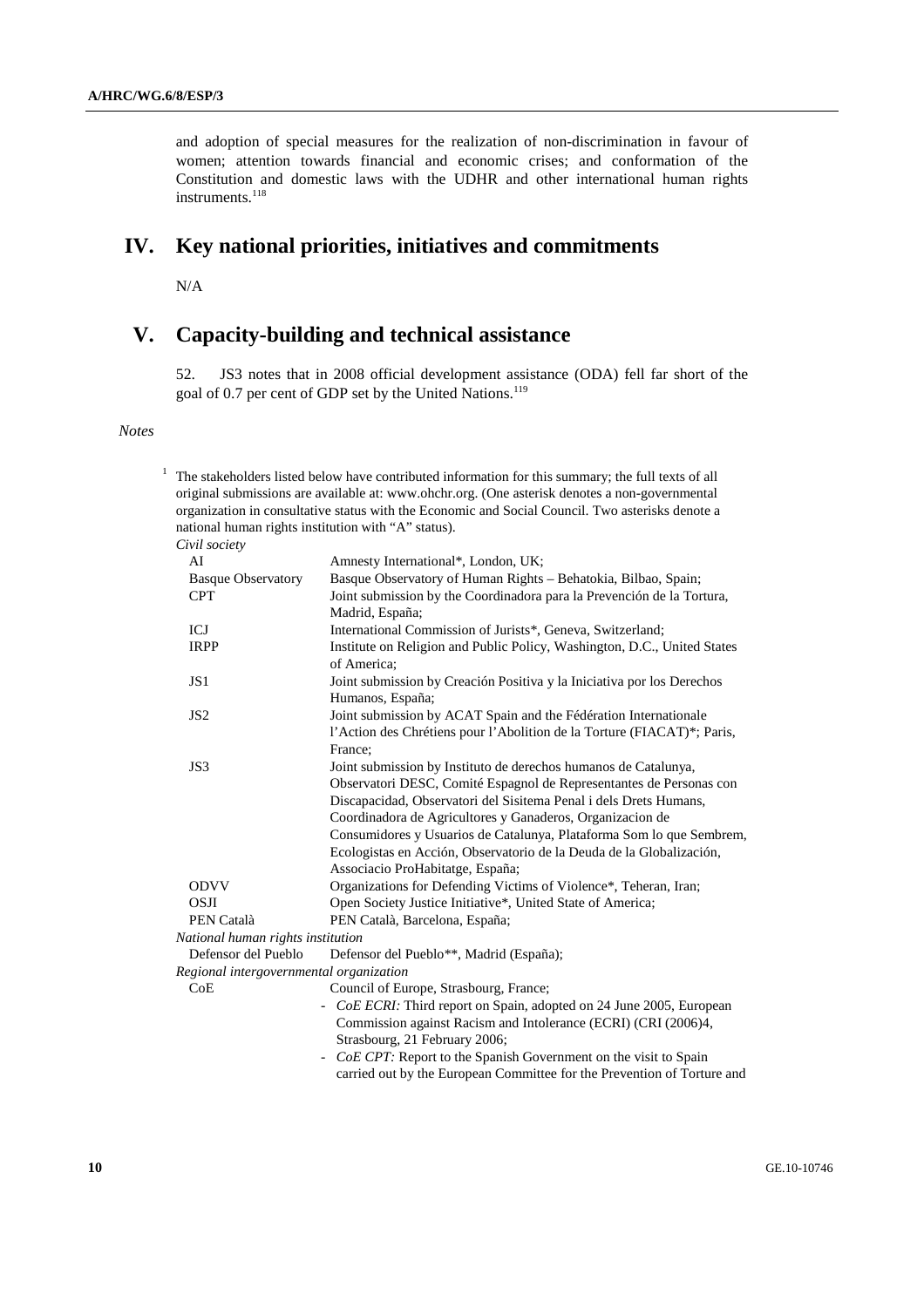and adoption of special measures for the realization of non-discrimination in favour of women; attention towards financial and economic crises; and conformation of the Constitution and domestic laws with the UDHR and other international human rights instruments.[118]

# IV. Key national priorities, initiatives and commitments

N/A

# V. Capacity-building and technical assistance

52. JS3 notes that in 2008 official development assistance (ODA) fell far short of the goal of 0.7 per cent of GDP set by the United Nations.[119]

*Notes*

[1] The stakeholders listed below have contributed information for this summary; the full texts of all original submissions are available at: www.ohchr.org. (One asterisk denotes a non-governmental organization in consultative status with the Economic and Social Council. Two asterisks denote a national human rights institution with "A" status).

*Civil society*

| | |
|---|---|
| AI | Amnesty International*, London, UK; |
| Basque Observatory | Basque Observatory of Human Rights – Behatokia, Bilbao, Spain; |
| CPT | Joint submission by the Coordinadora para la Prevención de la Tortura, Madrid, España; |
| ICJ | International Commission of Jurists*, Geneva, Switzerland; |
| IRPP | Institute on Religion and Public Policy, Washington, D.C., United States of America; |
| JS1 | Joint submission by Creación Positiva y la Iniciativa por los Derechos Humanos, España; |
| JS2 | Joint submission by ACAT Spain and the Fédération Internationale l'Action des Chrétiens pour l'Abolition de la Torture (FIACAT)*; Paris, France; |
| JS3 | Joint submission by Instituto de derechos humanos de Catalunya, Observatori DESC, Comité Espagnol de Representantes de Personas con Discapacidad, Observatori del Sisitema Penal i dels Drets Humans, Coordinadora de Agricultores y Ganaderos, Organizacion de Consumidores y Usuarios de Catalunya, Plataforma Som lo que Sembrem, Ecologistas en Acción, Observatorio de la Deuda de la Globalización, Associacio ProHabitatge, España; |
| ODVV | Organizations for Defending Victims of Violence*, Teheran, Iran; |
| OSJI | Open Society Justice Initiative*, United State of America; |
| PEN Català | PEN Català, Barcelona, España; |

*National human rights institution*

| | |
|---|---|
| Defensor del Pueblo | Defensor del Pueblo**, Madrid (España); |

*Regional intergovernmental organization*

| | |
|---|---|
| CoE | Council of Europe, Strasbourg, France; |

- *CoE ECRI:* Third report on Spain, adopted on 24 June 2005, European Commission against Racism and Intolerance (ECRI) (CRI (2006)4, Strasbourg, 21 February 2006;
- *CoE CPT:* Report to the Spanish Government on the visit to Spain carried out by the European Committee for the Prevention of Torture and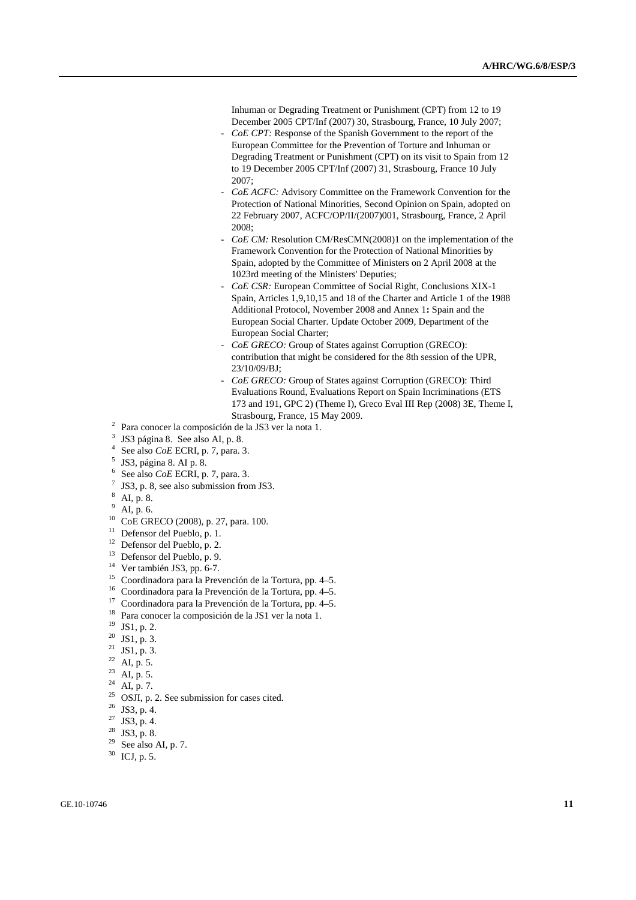Inhuman or Degrading Treatment or Punishment (CPT) from 12 to 19 December 2005 CPT/Inf (2007) 30, Strasbourg, France, 10 July 2007;

- *CoE CPT:* Response of the Spanish Government to the report of the European Committee for the Prevention of Torture and Inhuman or Degrading Treatment or Punishment (CPT) on its visit to Spain from 12 to 19 December 2005 CPT/Inf (2007) 31, Strasbourg, France 10 July 2007;
- *CoE ACFC:* Advisory Committee on the Framework Convention for the Protection of National Minorities, Second Opinion on Spain, adopted on 22 February 2007, ACFC/OP/II/(2007)001, Strasbourg, France, 2 April 2008;
- *CoE CM:* Resolution CM/ResCMN(2008)1 on the implementation of the Framework Convention for the Protection of National Minorities by Spain, adopted by the Committee of Ministers on 2 April 2008 at the 1023rd meeting of the Ministers' Deputies;
- *CoE CSR:* European Committee of Social Right, Conclusions XIX-1 Spain, Articles 1,9,10,15 and 18 of the Charter and Article 1 of the 1988 Additional Protocol, November 2008 and Annex 1**:** Spain and the European Social Charter. Update October 2009, Department of the European Social Charter;
- *CoE GRECO:* Group of States against Corruption (GRECO): contribution that might be considered for the 8th session of the UPR, 23/10/09/BJ;
- *CoE GRECO:* Group of States against Corruption (GRECO): Third Evaluations Round, Evaluations Report on Spain Incriminations (ETS 173 and 191, GPC 2) (Theme I), Greco Eval III Rep (2008) 3E, Theme I, Strasbourg, France, 15 May 2009.

[2] Para conocer la composición de la JS3 ver la nota 1.
[3] JS3 página 8. See also AI, p. 8.
[4] See also *CoE* ECRI, p. 7, para. 3.
[5] JS3, página 8. AI p. 8.
[6] See also *CoE* ECRI, p. 7, para. 3.
[7] JS3, p. 8, see also submission from JS3.
[8] AI, p. 8.
[9] AI, p. 6.
[10] CoE GRECO (2008), p. 27, para. 100.
[11] Defensor del Pueblo, p. 1.
[12] Defensor del Pueblo, p. 2.
[13] Defensor del Pueblo, p. 9.
[14] Ver también JS3, pp. 6-7.
[15] Coordinadora para la Prevención de la Tortura, pp. 4–5.
[16] Coordinadora para la Prevención de la Tortura, pp. 4–5.
[17] Coordinadora para la Prevención de la Tortura, pp. 4–5.
[18] Para conocer la composición de la JS1 ver la nota 1.
[19] JS1, p. 2.
[20] JS1, p. 3.
[21] JS1, p. 3.
[22] AI, p. 5.
[23] AI, p. 5.
[24] AI, p. 7.
[25] OSJI, p. 2. See submission for cases cited.
[26] JS3, p. 4.
[27] JS3, p. 4.
[28] JS3, p. 8.
[29] See also AI, p. 7.
[30] ICJ, p. 5.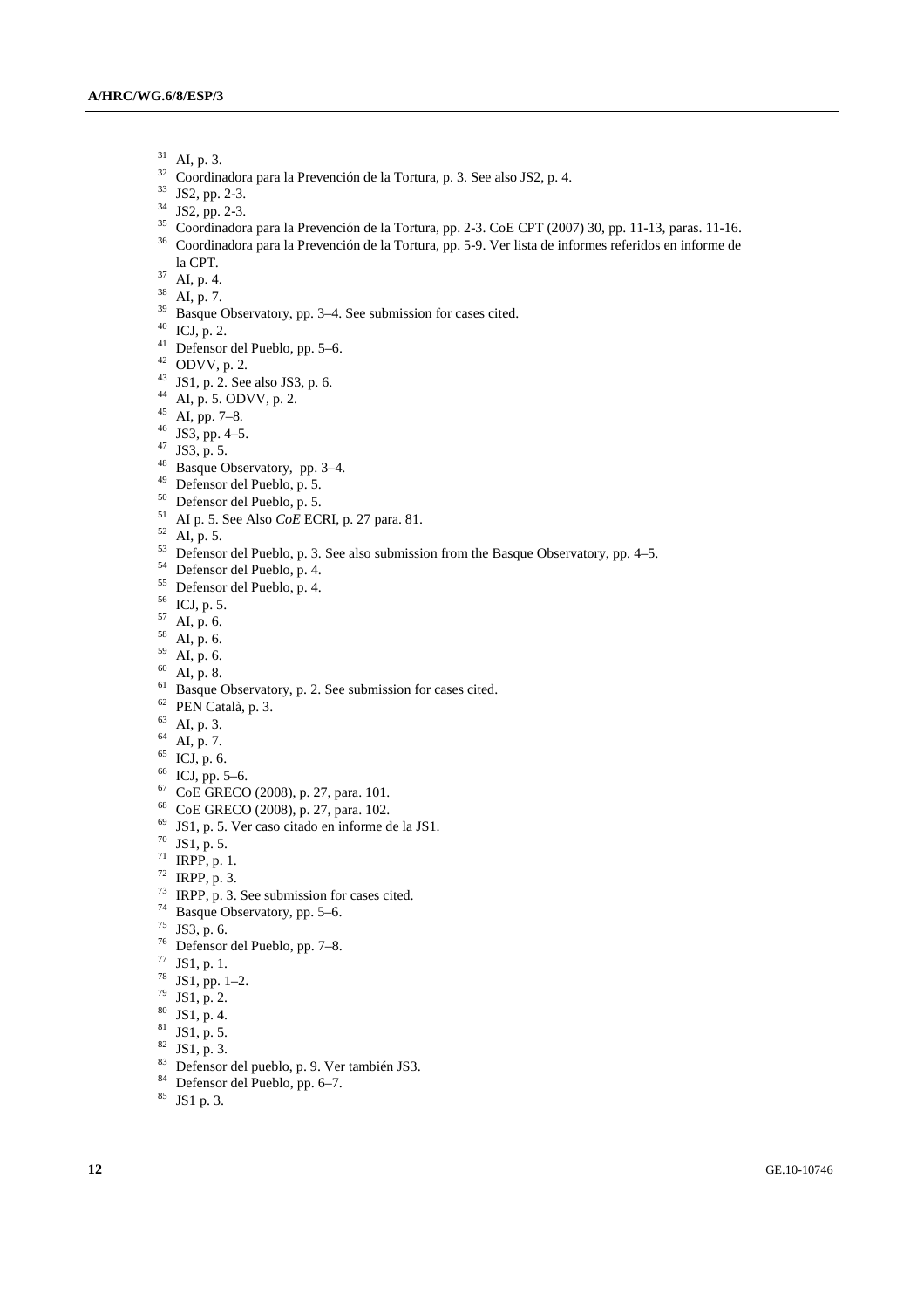[31] AI, p. 3.
[32] Coordinadora para la Prevención de la Tortura, p. 3. See also JS2, p. 4.
[33] JS2, pp. 2-3.
[34] JS2, pp. 2-3.
[35] Coordinadora para la Prevención de la Tortura, pp. 2-3. CoE CPT (2007) 30, pp. 11-13, paras. 11-16.
[36] Coordinadora para la Prevención de la Tortura, pp. 5-9. Ver lista de informes referidos en informe de la CPT.
[37] AI, p. 4.
[38] AI, p. 7.
[39] Basque Observatory, pp. 3–4. See submission for cases cited.
[40] ICJ, p. 2.
[41] Defensor del Pueblo, pp. 5–6.
[42] ODVV, p. 2.
[43] JS1, p. 2. See also JS3, p. 6.
[44] AI, p. 5. ODVV, p. 2.
[45] AI, pp. 7–8.
[46] JS3, pp. 4–5.
[47] JS3, p. 5.
[48] Basque Observatory, pp. 3–4.
[49] Defensor del Pueblo, p. 5.
[50] Defensor del Pueblo, p. 5.
[51] AI p. 5. See Also *CoE* ECRI, p. 27 para. 81.
[52] AI, p. 5.
[53] Defensor del Pueblo, p. 3. See also submission from the Basque Observatory, pp. 4–5.
[54] Defensor del Pueblo, p. 4.
[55] Defensor del Pueblo, p. 4.
[56] ICJ, p. 5.
[57] AI, p. 6.
[58] AI, p. 6.
[59] AI, p. 6.
[60] AI, p. 8.
[61] Basque Observatory, p. 2. See submission for cases cited.
[62] PEN Català, p. 3.
[63] AI, p. 3.
[64] AI, p. 7.
[65] ICJ, p. 6.
[66] ICJ, pp. 5–6.
[67] CoE GRECO (2008), p. 27, para. 101.
[68] CoE GRECO (2008), p. 27, para. 102.
[69] JS1, p. 5. Ver caso citado en informe de la JS1.
[70] JS1, p. 5.
[71] IRPP, p. 1.
[72] IRPP, p. 3.
[73] IRPP, p. 3. See submission for cases cited.
[74] Basque Observatory, pp. 5–6.
[75] JS3, p. 6.
[76] Defensor del Pueblo, pp. 7–8.
[77] JS1, p. 1.
[78] JS1, pp. 1–2.
[79] JS1, p. 2.
[80] JS1, p. 4.
[81] JS1, p. 5.
[82] JS1, p. 3.
[83] Defensor del pueblo, p. 9. Ver también JS3.
[84] Defensor del Pueblo, pp. 6–7.
[85] JS1 p. 3.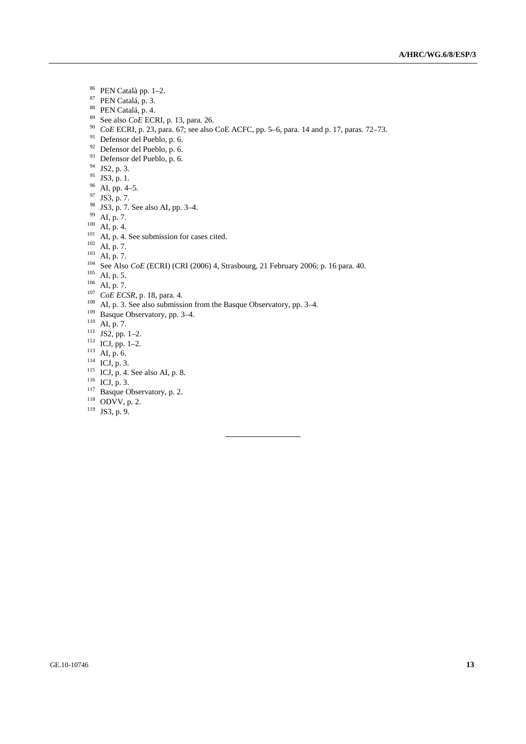[86] PEN Català pp. 1–2.
[87] PEN Catalá, p. 3.
[88] PEN Catalá, p. 4.
[89] See also *CoE* ECRI, p. 13, para. 26.
[90] *CoE* ECRI, p. 23, para. 67; see also CoE ACFC, pp. 5–6, para. 14 and p. 17, paras. 72–73.
[91] Defensor del Pueblo, p. 6.
[92] Defensor del Pueblo, p. 6.
[93] Defensor del Pueblo, p. 6.
[94] JS2, p. 3.
[95] JS3, p. 1.
[96] AI, pp. 4–5.
[97] JS3, p. 7.
[98] JS3, p. 7. See also AI, pp. 3–4.
[99] AI, p. 7.
[100] AI, p. 4.
[101] AI, p. 4. See submission for cases cited.
[102] AI, p. 7.
[103] AI, p. 7.
[104] See Also *CoE* (ECRI) (CRI (2006) 4, Strasbourg, 21 February 2006; p. 16 para. 40.
[105] AI, p. 5.
[106] AI, p. 7.
[107] *CoE ECSR*, p. 18, para. 4.
[108] AI, p. 3. See also submission from the Basque Observatory, pp. 3–4.
[109] Basque Observatory, pp. 3–4.
[110] AI, p. 7.
[111] JS2, pp. 1–2.
[112] ICJ, pp. 1–2.
[113] AI, p. 6.
[114] ICJ, p. 3.
[115] ICJ, p. 4. See also AI, p. 8.
[116] ICJ, p. 3.
[117] Basque Observatory, p. 2.
[118] ODVV, p. 2.
[119] JS3, p. 9.